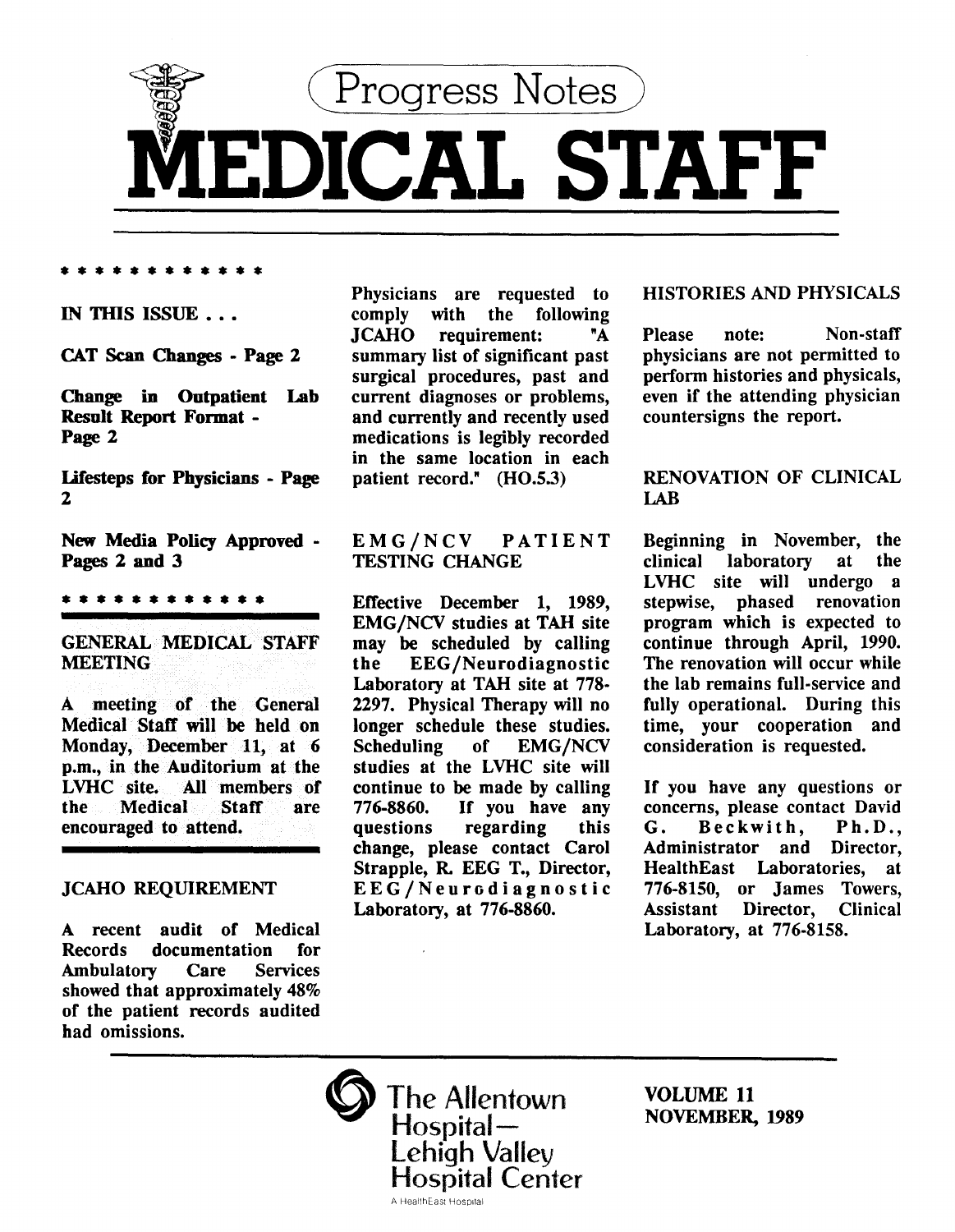# Progress Notes

# MEDICAL STAFF

* * * * * * * * * * * * *

**IN THIS ISSUE . . .**

**CAT Scan Changes - Page 2**

**Change in Outpatient Lab Result Report Format - Page 2**

**Lifesteps for Physicians - Page 2**

**New Media Policy Approved - Pages 2 and 3**

* * * * * * * * * * * * *

## GENERAL MEDICAL STAFF MEETING

A meeting of the General Medical Staff will be held on Monday, December 11, at 6 p.m., in the Auditorium at the LVHC site. All members of the Medical Staff are encouraged to attend.

## JCAHO REQUIREMENT

A recent audit of Medical Records documentation for Ambulatory Care Services showed that approximately 48% of the patient records audited had omissions.

Physicians are requested to comply with the following JCAHO requirement: "A summary list of significant past surgical procedures, past and current diagnoses or problems, and currently and recently used medications is legibly recorded in the same location in each patient record." (HO.5.3)

## EMG/NCV PATIENT TESTING CHANGE

Effective December 1, 1989, EMG/NCV studies at TAH site may be scheduled by calling the EEG/Neurodiagnostic Laboratory at TAH site at 778-2297. Physical Therapy will no longer schedule these studies. Scheduling of EMG/NCV studies at the LVHC site will continue to be made by calling 776-8860. If you have any questions regarding this change, please contact Carol Strapple, R. EEG T., Director, EEG/Neurodiagnostic Laboratory, at 776-8860.

## HISTORIES AND PHYSICALS

Please note: Non-staff physicians are not permitted to perform histories and physicals, even if the attending physician countersigns the report.

## RENOVATION OF CLINICAL LAB

Beginning in November, the clinical laboratory at the LVHC site will undergo a stepwise, phased renovation program which is expected to continue through April, 1990. The renovation will occur while the lab remains full-service and fully operational. During this time, your cooperation and consideration is requested.

If you have any questions or concerns, please contact David G. Beckwith, Ph.D., Administrator and Director, HealthEast Laboratories, at 776-8150, or James Towers, Assistant Director, Clinical Laboratory, at 776-8158.

The Allentown Hospital—
Lehigh Valley Hospital Center
A HealthEast Hospital

**VOLUME 11**
**NOVEMBER, 1989**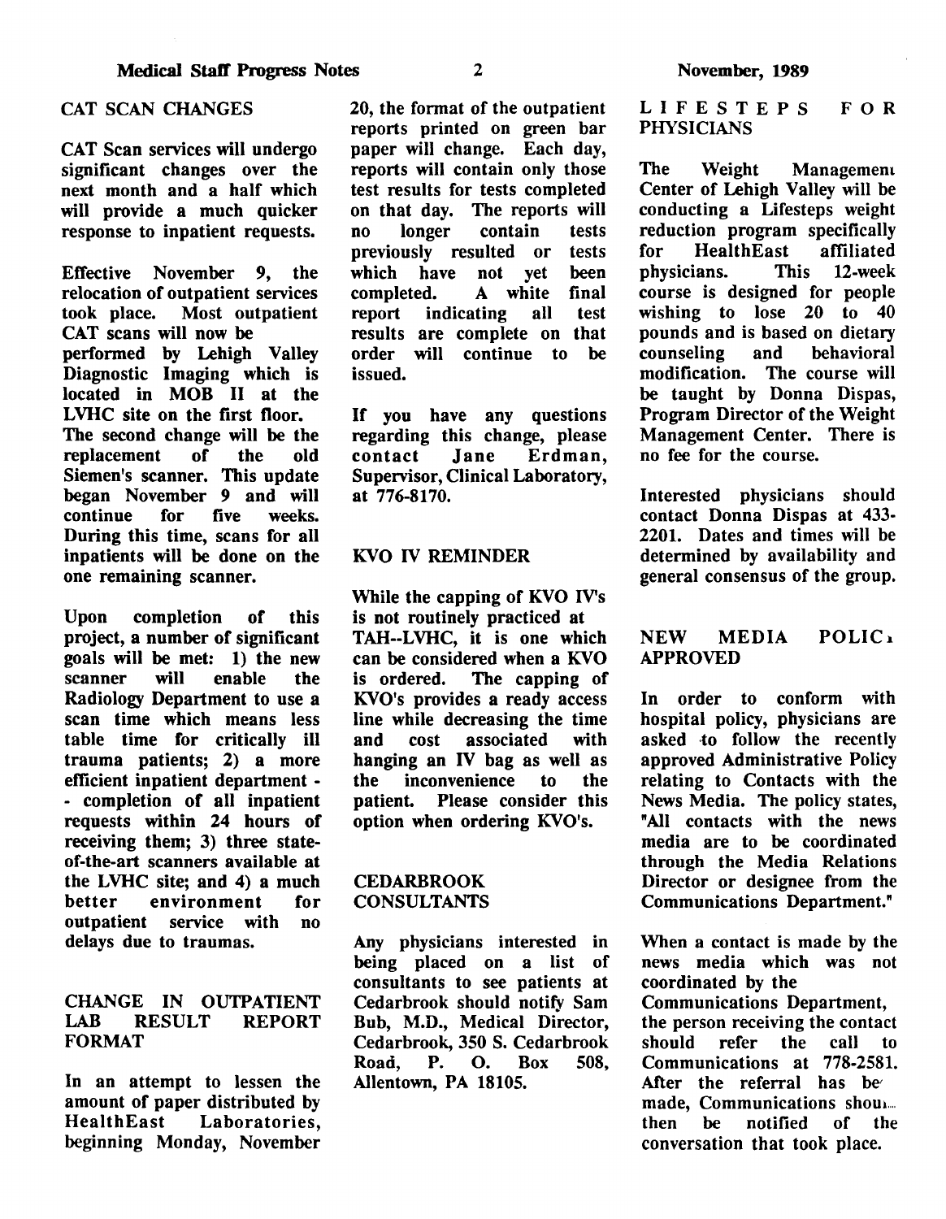## CAT SCAN CHANGES

CAT Scan services will undergo significant changes over the next month and a half which will provide a much quicker response to inpatient requests.

Effective November 9, the relocation of outpatient services took place. Most outpatient CAT scans will now be performed by Lehigh Valley Diagnostic Imaging which is located in MOB II at the LVHC site on the first floor. The second change will be the replacement of the old Siemen's scanner. This update began November 9 and will continue for five weeks. During this time, scans for all inpatients will be done on the one remaining scanner.

Upon completion of this project, a number of significant goals will be met: 1) the new scanner will enable the Radiology Department to use a scan time which means less table time for critically ill trauma patients; 2) a more efficient inpatient department - - completion of all inpatient requests within 24 hours of receiving them; 3) three state-of-the-art scanners available at the LVHC site; and 4) a much better environment for outpatient service with no delays due to traumas.

## CHANGE IN OUTPATIENT LAB RESULT REPORT FORMAT

In an attempt to lessen the amount of paper distributed by HealthEast Laboratories, beginning Monday, November 20, the format of the outpatient reports printed on green bar paper will change. Each day, reports will contain only those test results for tests completed on that day. The reports will no longer contain tests previously resulted or tests which have not yet been completed. A white final report indicating all test results are complete on that order will continue to be issued.

If you have any questions regarding this change, please contact Jane Erdman, Supervisor, Clinical Laboratory, at 776-8170.

## KVO IV REMINDER

While the capping of KVO IV's is not routinely practiced at TAH--LVHC, it is one which can be considered when a KVO is ordered. The capping of KVO's provides a ready access line while decreasing the time and cost associated with hanging an IV bag as well as the inconvenience to the patient. Please consider this option when ordering KVO's.

## CEDARBROOK CONSULTANTS

Any physicians interested in being placed on a list of consultants to see patients at Cedarbrook should notify Sam Bub, M.D., Medical Director, Cedarbrook, 350 S. Cedarbrook Road, P. O. Box 508, Allentown, PA 18105.

## LIFESTEPS FOR PHYSICIANS

The Weight Management Center of Lehigh Valley will be conducting a Lifesteps weight reduction program specifically for HealthEast affiliated physicians. This 12-week course is designed for people wishing to lose 20 to 40 pounds and is based on dietary counseling and behavioral modification. The course will be taught by Donna Dispas, Program Director of the Weight Management Center. There is no fee for the course.

Interested physicians should contact Donna Dispas at 433-2201. Dates and times will be determined by availability and general consensus of the group.

## NEW MEDIA POLICY APPROVED

In order to conform with hospital policy, physicians are asked to follow the recently approved Administrative Policy relating to Contacts with the News Media. The policy states, "All contacts with the news media are to be coordinated through the Media Relations Director or designee from the Communications Department."

When a contact is made by the news media which was not coordinated by the Communications Department, the person receiving the contact should refer the call to Communications at 778-2581. After the referral has been made, Communications should then be notified of the conversation that took place.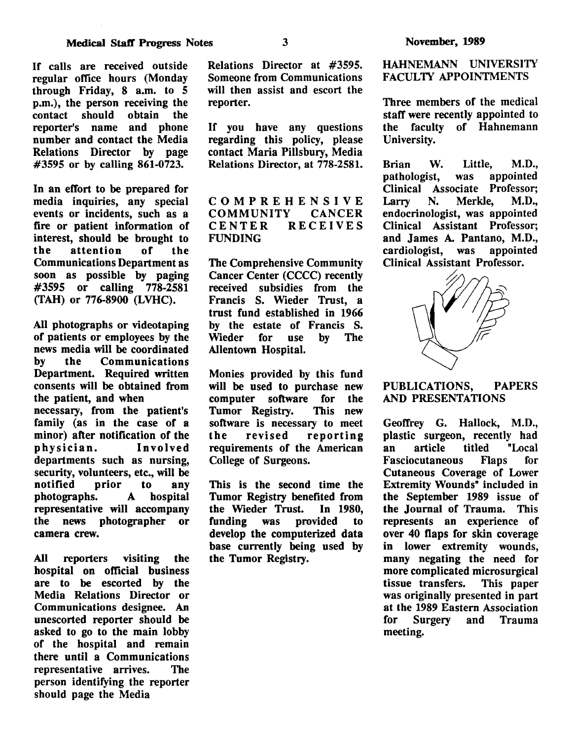If calls are received outside regular office hours (Monday through Friday, 8 a.m. to 5 p.m.), the person receiving the contact should obtain the reporter's name and phone number and contact the Media Relations Director by page #3595 or by calling 861-0723.

In an effort to be prepared for media inquiries, any special events or incidents, such as a fire or patient information of interest, should be brought to the attention of the Communications Department as soon as possible by paging #3595 or calling 778-2581 (TAH) or 776-8900 (LVHC).

All photographs or videotaping of patients or employees by the news media will be coordinated by the Communications Department. Required written consents will be obtained from the patient, and when necessary, from the patient's family (as in the case of a minor) after notification of the physician. Involved departments such as nursing, security, volunteers, etc., will be notified prior to any photographs. A hospital representative will accompany the news photographer or camera crew.

All reporters visiting the hospital on official business are to be escorted by the Media Relations Director or Communications designee. An unescorted reporter should be asked to go to the main lobby of the hospital and remain there until a Communications representative arrives. The person identifying the reporter should page the Media Relations Director at #3595. Someone from Communications will then assist and escort the reporter.

If you have any questions regarding this policy, please contact Maria Pillsbury, Media Relations Director, at 778-2581.

## COMPREHENSIVE COMMUNITY CANCER CENTER RECEIVES FUNDING

The Comprehensive Community Cancer Center (CCCC) recently received subsidies from the Francis S. Wieder Trust, a trust fund established in 1966 by the estate of Francis S. Wieder for use by The Allentown Hospital.

Monies provided by this fund will be used to purchase new computer software for the Tumor Registry. This new software is necessary to meet the revised reporting requirements of the American College of Surgeons.

This is the second time the Tumor Registry benefited from the Wieder Trust. In 1980, funding was provided to develop the computerized data base currently being used by the Tumor Registry.

## HAHNEMANN UNIVERSITY FACULTY APPOINTMENTS

Three members of the medical staff were recently appointed to the faculty of Hahnemann University.

Brian W. Little, M.D., pathologist, was appointed Clinical Associate Professor; Larry N. Merkle, M.D., endocrinologist, was appointed Clinical Assistant Professor; and James A. Pantano, M.D., cardiologist, was appointed Clinical Assistant Professor.

## PUBLICATIONS, PAPERS AND PRESENTATIONS

Geoffrey G. Hallock, M.D., plastic surgeon, recently had an article titled "Local Fasciocutaneous Flaps for Cutaneous Coverage of Lower Extremity Wounds" included in the September 1989 issue of the Journal of Trauma. This represents an experience of over 40 flaps for skin coverage in lower extremity wounds, many negating the need for more complicated microsurgical tissue transfers. This paper was originally presented in part at the 1989 Eastern Association for Surgery and Trauma meeting.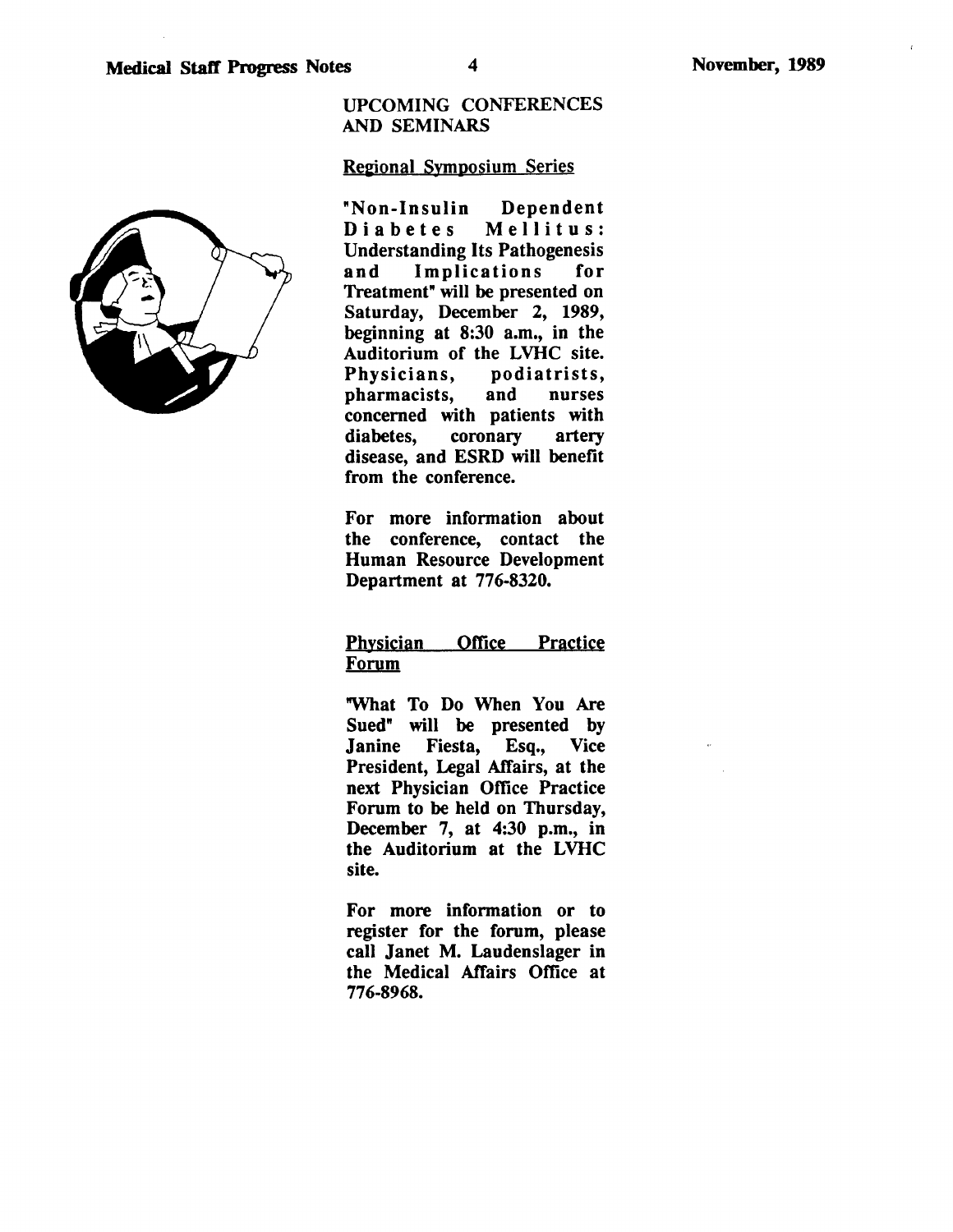## UPCOMING CONFERENCES AND SEMINARS

### Regional Symposium Series

"Non-Insulin Dependent Diabetes Mellitus: Understanding Its Pathogenesis and Implications for Treatment" will be presented on Saturday, December 2, 1989, beginning at 8:30 a.m., in the Auditorium of the LVHC site. Physicians, podiatrists, pharmacists, and nurses concerned with patients with diabetes, coronary artery disease, and ESRD will benefit from the conference.

For more information about the conference, contact the Human Resource Development Department at 776-8320.

### Physician Office Practice Forum

"What To Do When You Are Sued" will be presented by Janine Fiesta, Esq., Vice President, Legal Affairs, at the next Physician Office Practice Forum to be held on Thursday, December 7, at 4:30 p.m., in the Auditorium at the LVHC site.

For more information or to register for the forum, please call Janet M. Laudenslager in the Medical Affairs Office at 776-8968.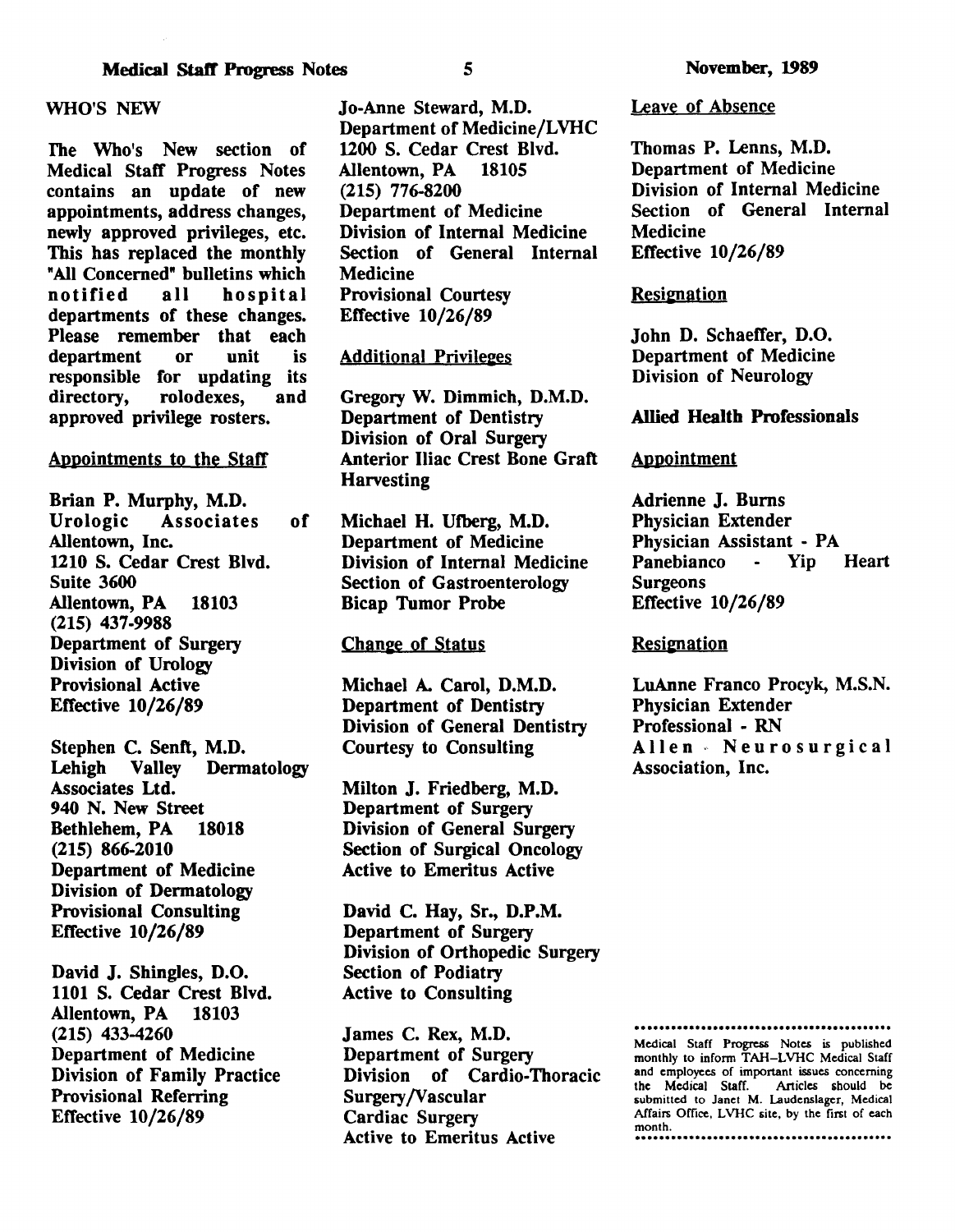## WHO'S NEW

The Who's New section of Medical Staff Progress Notes contains an update of new appointments, address changes, newly approved privileges, etc. This has replaced the monthly "All Concerned" bulletins which notified all hospital departments of these changes. Please remember that each department or unit is responsible for updating its directory, rolodexes, and approved privilege rosters.

### Appointments to the Staff

**Brian P. Murphy, M.D.**
**Urologic Associates of Allentown, Inc.**
**1210 S. Cedar Crest Blvd.**
**Suite 3600**
**Allentown, PA 18103**
**(215) 437-9988**
**Department of Surgery**
**Division of Urology**
**Provisional Active**
**Effective 10/26/89**

**Stephen C. Senft, M.D.**
**Lehigh Valley Dermatology Associates Ltd.**
**940 N. New Street**
**Bethlehem, PA 18018**
**(215) 866-2010**
**Department of Medicine**
**Division of Dermatology**
**Provisional Consulting**
**Effective 10/26/89**

**David J. Shingles, D.O.**
**1101 S. Cedar Crest Blvd.**
**Allentown, PA 18103**
**(215) 433-4260**
**Department of Medicine**
**Division of Family Practice**
**Provisional Referring**
**Effective 10/26/89**

**Jo-Anne Steward, M.D.**
**Department of Medicine/LVHC**
**1200 S. Cedar Crest Blvd.**
**Allentown, PA 18105**
**(215) 776-8200**
**Department of Medicine**
**Division of Internal Medicine**
**Section of General Internal Medicine**
**Provisional Courtesy**
**Effective 10/26/89**

### Additional Privileges

**Gregory W. Dimmich, D.M.D.**
**Department of Dentistry**
**Division of Oral Surgery**
**Anterior Iliac Crest Bone Graft Harvesting**

**Michael H. Ufberg, M.D.**
**Department of Medicine**
**Division of Internal Medicine**
**Section of Gastroenterology**
**Bicap Tumor Probe**

### Change of Status

**Michael A. Carol, D.M.D.**
**Department of Dentistry**
**Division of General Dentistry**
**Courtesy to Consulting**

**Milton J. Friedberg, M.D.**
**Department of Surgery**
**Division of General Surgery**
**Section of Surgical Oncology**
**Active to Emeritus Active**

**David C. Hay, Sr., D.P.M.**
**Department of Surgery**
**Division of Orthopedic Surgery**
**Section of Podiatry**
**Active to Consulting**

**James C. Rex, M.D.**
**Department of Surgery**
**Division of Cardio-Thoracic Surgery/Vascular**
**Cardiac Surgery**
**Active to Emeritus Active**

### Leave of Absence

**Thomas P. Lenns, M.D.**
**Department of Medicine**
**Division of Internal Medicine**
**Section of General Internal Medicine**
**Effective 10/26/89**

### Resignation

**John D. Schaeffer, D.O.**
**Department of Medicine**
**Division of Neurology**

## Allied Health Professionals

### Appointment

**Adrienne J. Burns**
**Physician Extender**
**Physician Assistant - PA**
**Panebianco - Yip Heart Surgeons**
**Effective 10/26/89**

### Resignation

**LuAnne Franco Procyk, M.S.N.**
**Physician Extender**
**Professional - RN**
**Allen Neurosurgical Association, Inc.**

---

Medical Staff Progress Notes is published monthly to inform TAH–LVHC Medical Staff and employees of important issues concerning the Medical Staff. Articles should be submitted to Janet M. Laudenslager, Medical Affairs Office, LVHC site, by the first of each month.